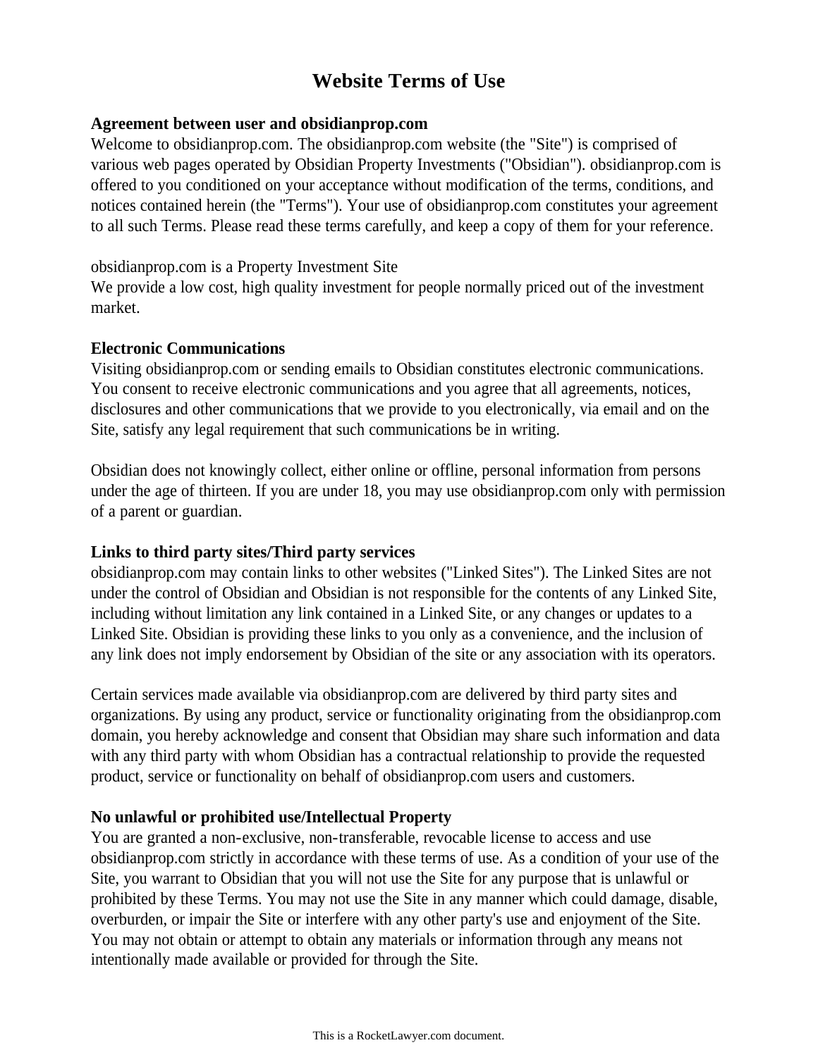# Website Terms of Use

**Agreement between user and obsidianprop.com**

Welcome to obsidianprop.com. The obsidianprop.com website (the "Site") is comprised of various web pages operated by Obsidian Property Investments ("Obsidian"). obsidianprop.com is offered to you conditioned on your acceptance without modification of the terms, conditions, and notices contained herein (the "Terms"). Your use of obsidianprop.com constitutes your agreement to all such Terms. Please read these terms carefully, and keep a copy of them for your reference.

obsidianprop.com is a Property Investment Site

We provide a low cost, high quality investment for people normally priced out of the investment market.

**Electronic Communications**

Visiting obsidianprop.com or sending emails to Obsidian constitutes electronic communications. You consent to receive electronic communications and you agree that all agreements, notices, disclosures and other communications that we provide to you electronically, via email and on the Site, satisfy any legal requirement that such communications be in writing.

Obsidian does not knowingly collect, either online or offline, personal information from persons under the age of thirteen. If you are under 18, you may use obsidianprop.com only with permission of a parent or guardian.

**Links to third party sites/Third party services**

obsidianprop.com may contain links to other websites ("Linked Sites"). The Linked Sites are not under the control of Obsidian and Obsidian is not responsible for the contents of any Linked Site, including without limitation any link contained in a Linked Site, or any changes or updates to a Linked Site. Obsidian is providing these links to you only as a convenience, and the inclusion of any link does not imply endorsement by Obsidian of the site or any association with its operators.

Certain services made available via obsidianprop.com are delivered by third party sites and organizations. By using any product, service or functionality originating from the obsidianprop.com domain, you hereby acknowledge and consent that Obsidian may share such information and data with any third party with whom Obsidian has a contractual relationship to provide the requested product, service or functionality on behalf of obsidianprop.com users and customers.

**No unlawful or prohibited use/Intellectual Property**

You are granted a non-exclusive, non-transferable, revocable license to access and use obsidianprop.com strictly in accordance with these terms of use. As a condition of your use of the Site, you warrant to Obsidian that you will not use the Site for any purpose that is unlawful or prohibited by these Terms. You may not use the Site in any manner which could damage, disable, overburden, or impair the Site or interfere with any other party's use and enjoyment of the Site. You may not obtain or attempt to obtain any materials or information through any means not intentionally made available or provided for through the Site.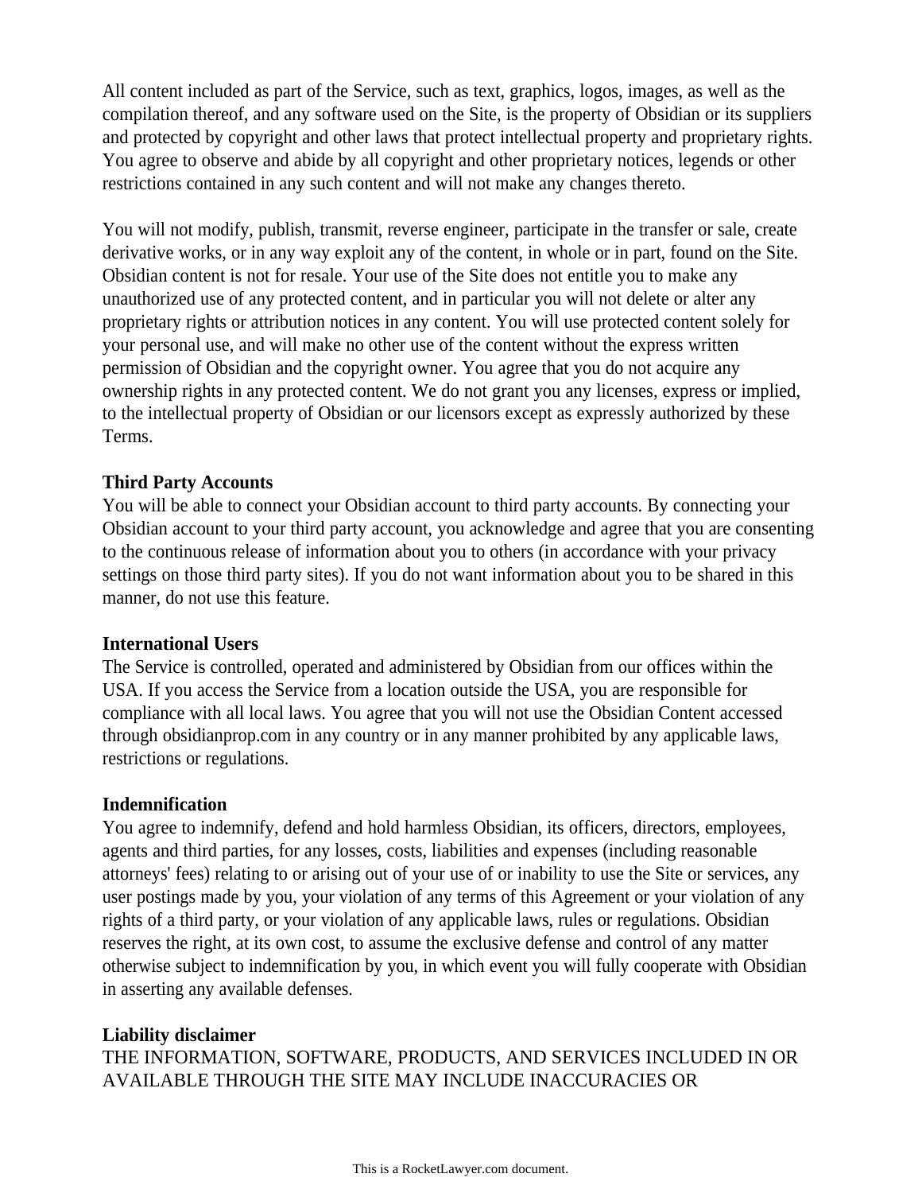All content included as part of the Service, such as text, graphics, logos, images, as well as the compilation thereof, and any software used on the Site, is the property of Obsidian or its suppliers and protected by copyright and other laws that protect intellectual property and proprietary rights. You agree to observe and abide by all copyright and other proprietary notices, legends or other restrictions contained in any such content and will not make any changes thereto.

You will not modify, publish, transmit, reverse engineer, participate in the transfer or sale, create derivative works, or in any way exploit any of the content, in whole or in part, found on the Site. Obsidian content is not for resale. Your use of the Site does not entitle you to make any unauthorized use of any protected content, and in particular you will not delete or alter any proprietary rights or attribution notices in any content. You will use protected content solely for your personal use, and will make no other use of the content without the express written permission of Obsidian and the copyright owner. You agree that you do not acquire any ownership rights in any protected content. We do not grant you any licenses, express or implied, to the intellectual property of Obsidian or our licensors except as expressly authorized by these Terms.

**Third Party Accounts**

You will be able to connect your Obsidian account to third party accounts. By connecting your Obsidian account to your third party account, you acknowledge and agree that you are consenting to the continuous release of information about you to others (in accordance with your privacy settings on those third party sites). If you do not want information about you to be shared in this manner, do not use this feature.

**International Users**

The Service is controlled, operated and administered by Obsidian from our offices within the USA. If you access the Service from a location outside the USA, you are responsible for compliance with all local laws. You agree that you will not use the Obsidian Content accessed through obsidianprop.com in any country or in any manner prohibited by any applicable laws, restrictions or regulations.

**Indemnification**

You agree to indemnify, defend and hold harmless Obsidian, its officers, directors, employees, agents and third parties, for any losses, costs, liabilities and expenses (including reasonable attorneys' fees) relating to or arising out of your use of or inability to use the Site or services, any user postings made by you, your violation of any terms of this Agreement or your violation of any rights of a third party, or your violation of any applicable laws, rules or regulations. Obsidian reserves the right, at its own cost, to assume the exclusive defense and control of any matter otherwise subject to indemnification by you, in which event you will fully cooperate with Obsidian in asserting any available defenses.

**Liability disclaimer**

THE INFORMATION, SOFTWARE, PRODUCTS, AND SERVICES INCLUDED IN OR AVAILABLE THROUGH THE SITE MAY INCLUDE INACCURACIES OR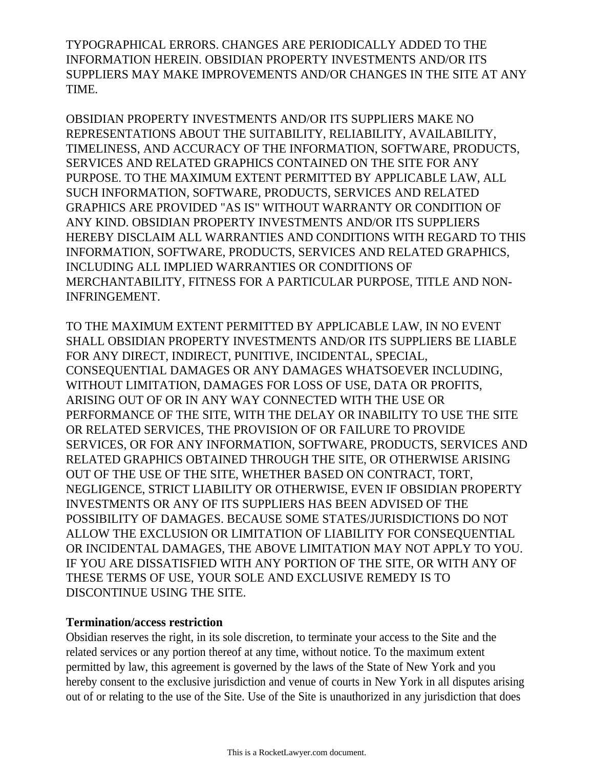TYPOGRAPHICAL ERRORS. CHANGES ARE PERIODICALLY ADDED TO THE INFORMATION HEREIN. OBSIDIAN PROPERTY INVESTMENTS AND/OR ITS SUPPLIERS MAY MAKE IMPROVEMENTS AND/OR CHANGES IN THE SITE AT ANY TIME.

OBSIDIAN PROPERTY INVESTMENTS AND/OR ITS SUPPLIERS MAKE NO REPRESENTATIONS ABOUT THE SUITABILITY, RELIABILITY, AVAILABILITY, TIMELINESS, AND ACCURACY OF THE INFORMATION, SOFTWARE, PRODUCTS, SERVICES AND RELATED GRAPHICS CONTAINED ON THE SITE FOR ANY PURPOSE. TO THE MAXIMUM EXTENT PERMITTED BY APPLICABLE LAW, ALL SUCH INFORMATION, SOFTWARE, PRODUCTS, SERVICES AND RELATED GRAPHICS ARE PROVIDED "AS IS" WITHOUT WARRANTY OR CONDITION OF ANY KIND. OBSIDIAN PROPERTY INVESTMENTS AND/OR ITS SUPPLIERS HEREBY DISCLAIM ALL WARRANTIES AND CONDITIONS WITH REGARD TO THIS INFORMATION, SOFTWARE, PRODUCTS, SERVICES AND RELATED GRAPHICS, INCLUDING ALL IMPLIED WARRANTIES OR CONDITIONS OF MERCHANTABILITY, FITNESS FOR A PARTICULAR PURPOSE, TITLE AND NON-INFRINGEMENT.

TO THE MAXIMUM EXTENT PERMITTED BY APPLICABLE LAW, IN NO EVENT SHALL OBSIDIAN PROPERTY INVESTMENTS AND/OR ITS SUPPLIERS BE LIABLE FOR ANY DIRECT, INDIRECT, PUNITIVE, INCIDENTAL, SPECIAL, CONSEQUENTIAL DAMAGES OR ANY DAMAGES WHATSOEVER INCLUDING, WITHOUT LIMITATION, DAMAGES FOR LOSS OF USE, DATA OR PROFITS, ARISING OUT OF OR IN ANY WAY CONNECTED WITH THE USE OR PERFORMANCE OF THE SITE, WITH THE DELAY OR INABILITY TO USE THE SITE OR RELATED SERVICES, THE PROVISION OF OR FAILURE TO PROVIDE SERVICES, OR FOR ANY INFORMATION, SOFTWARE, PRODUCTS, SERVICES AND RELATED GRAPHICS OBTAINED THROUGH THE SITE, OR OTHERWISE ARISING OUT OF THE USE OF THE SITE, WHETHER BASED ON CONTRACT, TORT, NEGLIGENCE, STRICT LIABILITY OR OTHERWISE, EVEN IF OBSIDIAN PROPERTY INVESTMENTS OR ANY OF ITS SUPPLIERS HAS BEEN ADVISED OF THE POSSIBILITY OF DAMAGES. BECAUSE SOME STATES/JURISDICTIONS DO NOT ALLOW THE EXCLUSION OR LIMITATION OF LIABILITY FOR CONSEQUENTIAL OR INCIDENTAL DAMAGES, THE ABOVE LIMITATION MAY NOT APPLY TO YOU. IF YOU ARE DISSATISFIED WITH ANY PORTION OF THE SITE, OR WITH ANY OF THESE TERMS OF USE, YOUR SOLE AND EXCLUSIVE REMEDY IS TO DISCONTINUE USING THE SITE.

**Termination/access restriction**
Obsidian reserves the right, in its sole discretion, to terminate your access to the Site and the related services or any portion thereof at any time, without notice. To the maximum extent permitted by law, this agreement is governed by the laws of the State of New York and you hereby consent to the exclusive jurisdiction and venue of courts in New York in all disputes arising out of or relating to the use of the Site. Use of the Site is unauthorized in any jurisdiction that does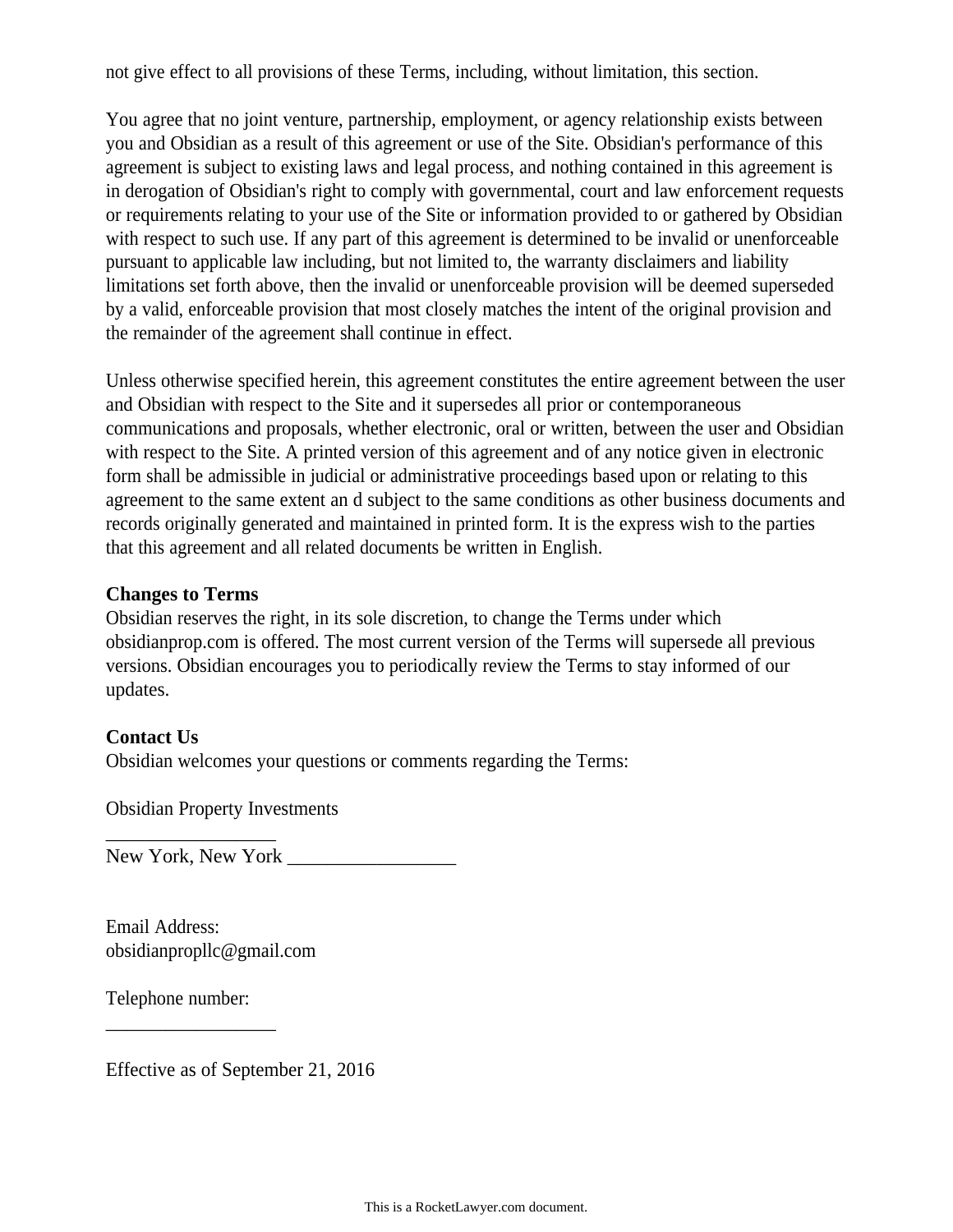not give effect to all provisions of these Terms, including, without limitation, this section.

You agree that no joint venture, partnership, employment, or agency relationship exists between you and Obsidian as a result of this agreement or use of the Site. Obsidian's performance of this agreement is subject to existing laws and legal process, and nothing contained in this agreement is in derogation of Obsidian's right to comply with governmental, court and law enforcement requests or requirements relating to your use of the Site or information provided to or gathered by Obsidian with respect to such use. If any part of this agreement is determined to be invalid or unenforceable pursuant to applicable law including, but not limited to, the warranty disclaimers and liability limitations set forth above, then the invalid or unenforceable provision will be deemed superseded by a valid, enforceable provision that most closely matches the intent of the original provision and the remainder of the agreement shall continue in effect.

Unless otherwise specified herein, this agreement constitutes the entire agreement between the user and Obsidian with respect to the Site and it supersedes all prior or contemporaneous communications and proposals, whether electronic, oral or written, between the user and Obsidian with respect to the Site. A printed version of this agreement and of any notice given in electronic form shall be admissible in judicial or administrative proceedings based upon or relating to this agreement to the same extent an d subject to the same conditions as other business documents and records originally generated and maintained in printed form. It is the express wish to the parties that this agreement and all related documents be written in English.

**Changes to Terms**

Obsidian reserves the right, in its sole discretion, to change the Terms under which obsidianprop.com is offered. The most current version of the Terms will supersede all previous versions. Obsidian encourages you to periodically review the Terms to stay informed of our updates.

**Contact Us**

Obsidian welcomes your questions or comments regarding the Terms:

Obsidian Property Investments
_________________
New York, New York _________________

Email Address:
obsidianpropllc@gmail.com

Telephone number:
_________________

Effective as of September 21, 2016

This is a RocketLawyer.com document.